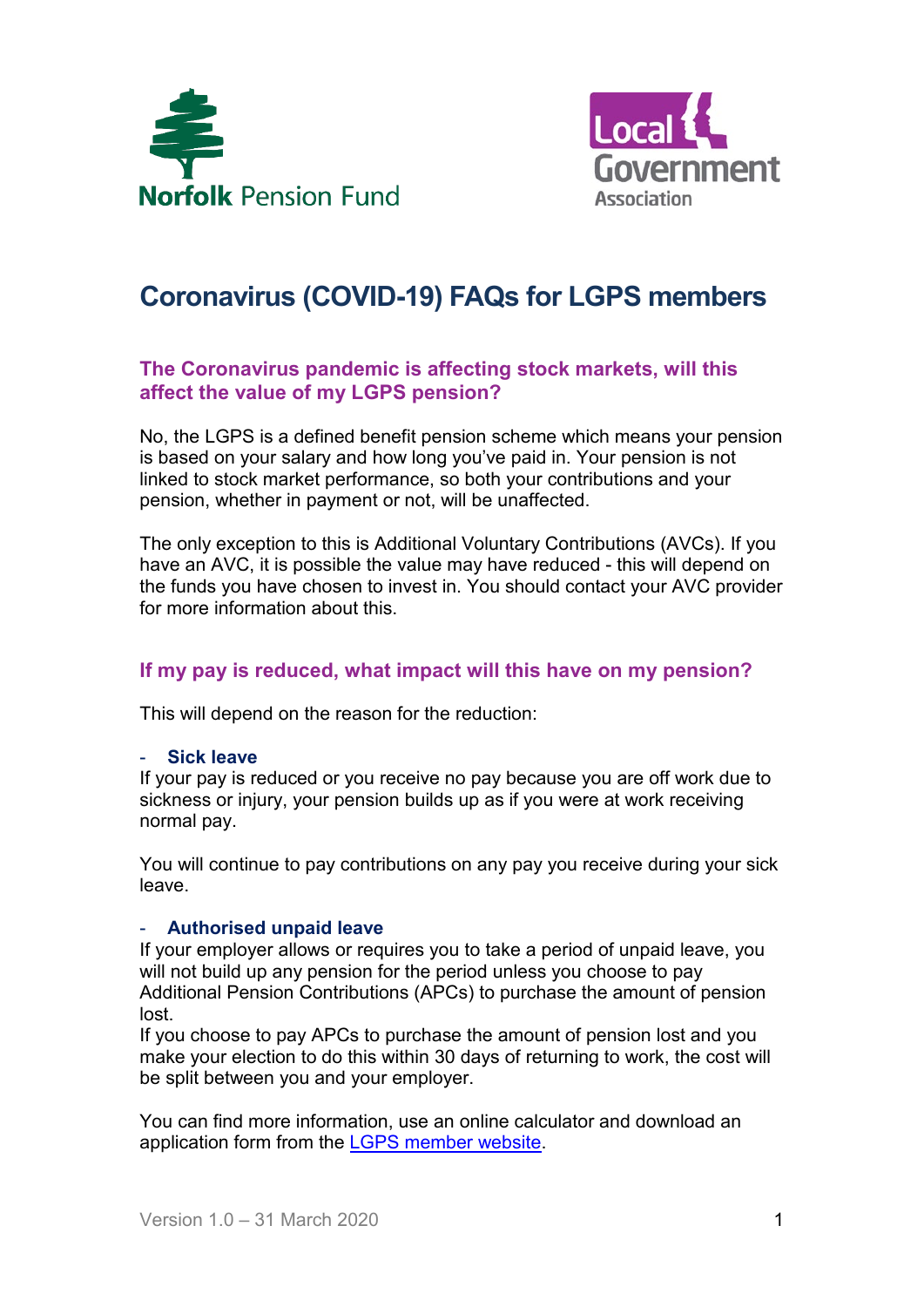# Coronavirus (COVID-19) FAQs for LGPS members

## The Coronavirus pandemic is affecting stock markets, will this affect the value of my LGPS pension?

No, the LGPS is a defined benefit pension scheme which means your pension is based on your salary and how long you've paid in. Your pension is not linked to stock market performance, so both your contributions and your pension, whether in payment or not, will be unaffected.

The only exception to this is Additional Voluntary Contributions (AVCs). If you have an AVC, it is possible the value may have reduced - this will depend on the funds you have chosen to invest in. You should contact your AVC provider for more information about this.

## If my pay is reduced, what impact will this have on my pension?

This will depend on the reason for the reduction:

### - Sick leave

If your pay is reduced or you receive no pay because you are off work due to sickness or injury, your pension builds up as if you were at work receiving normal pay.

You will continue to pay contributions on any pay you receive during your sick leave.

### - Authorised unpaid leave

If your employer allows or requires you to take a period of unpaid leave, you will not build up any pension for the period unless you choose to pay Additional Pension Contributions (APCs) to purchase the amount of pension lost.

If you choose to pay APCs to purchase the amount of pension lost and you make your election to do this within 30 days of returning to work, the cost will be split between you and your employer.

You can find more information, use an online calculator and download an application form from the LGPS member website.

Version 1.0 – 31 March 2020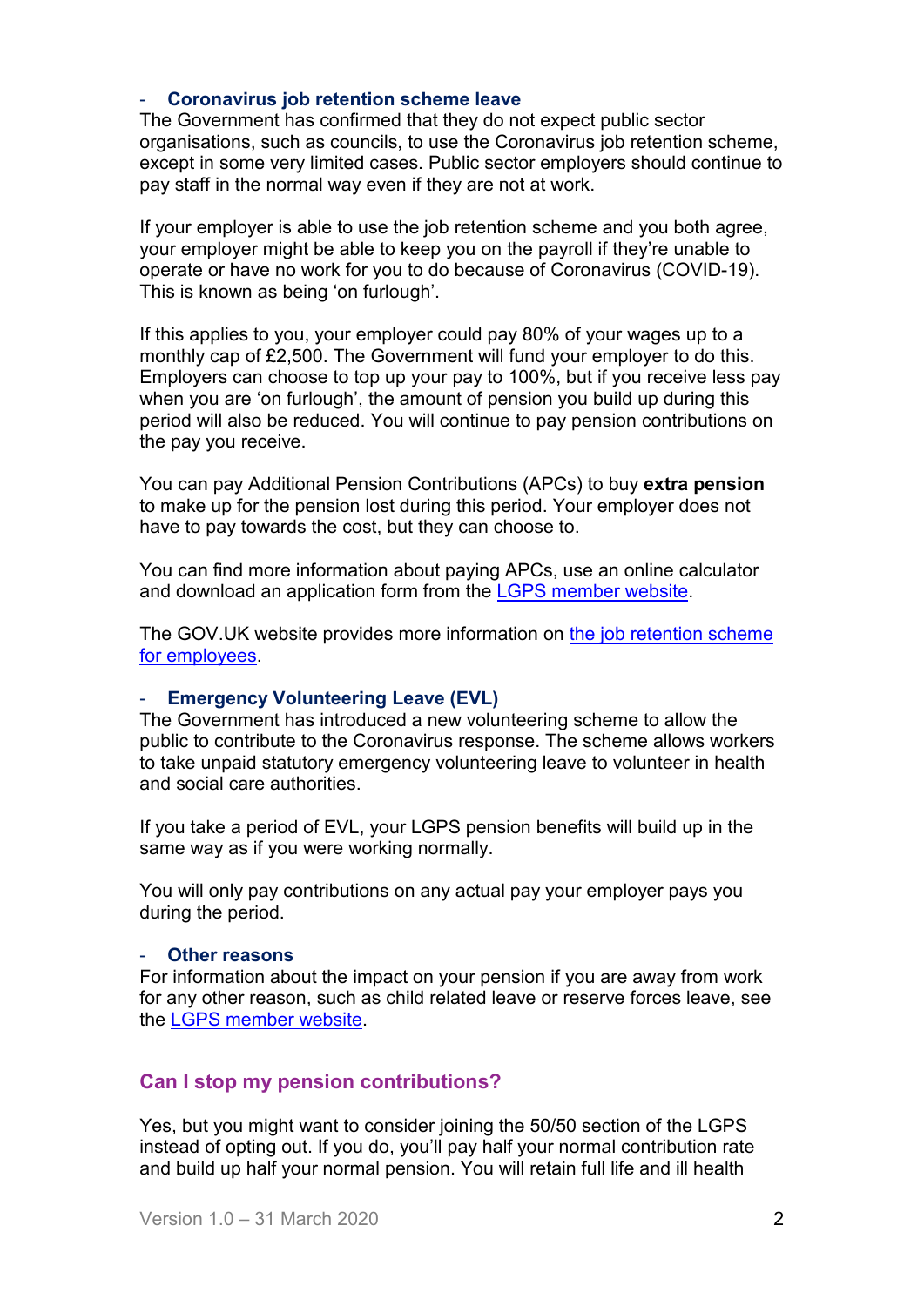- **Coronavirus job retention scheme leave**

The Government has confirmed that they do not expect public sector organisations, such as councils, to use the Coronavirus job retention scheme, except in some very limited cases. Public sector employers should continue to pay staff in the normal way even if they are not at work.

If your employer is able to use the job retention scheme and you both agree, your employer might be able to keep you on the payroll if they're unable to operate or have no work for you to do because of Coronavirus (COVID-19). This is known as being 'on furlough'.

If this applies to you, your employer could pay 80% of your wages up to a monthly cap of £2,500. The Government will fund your employer to do this. Employers can choose to top up your pay to 100%, but if you receive less pay when you are 'on furlough', the amount of pension you build up during this period will also be reduced. You will continue to pay pension contributions on the pay you receive.

You can pay Additional Pension Contributions (APCs) to buy **extra pension** to make up for the pension lost during this period. Your employer does not have to pay towards the cost, but they can choose to.

You can find more information about paying APCs, use an online calculator and download an application form from the LGPS member website.

The GOV.UK website provides more information on the job retention scheme for employees.

- **Emergency Volunteering Leave (EVL)**

The Government has introduced a new volunteering scheme to allow the public to contribute to the Coronavirus response. The scheme allows workers to take unpaid statutory emergency volunteering leave to volunteer in health and social care authorities.

If you take a period of EVL, your LGPS pension benefits will build up in the same way as if you were working normally.

You will only pay contributions on any actual pay your employer pays you during the period.

- **Other reasons**

For information about the impact on your pension if you are away from work for any other reason, such as child related leave or reserve forces leave, see the LGPS member website.

## Can I stop my pension contributions?

Yes, but you might want to consider joining the 50/50 section of the LGPS instead of opting out. If you do, you'll pay half your normal contribution rate and build up half your normal pension. You will retain full life and ill health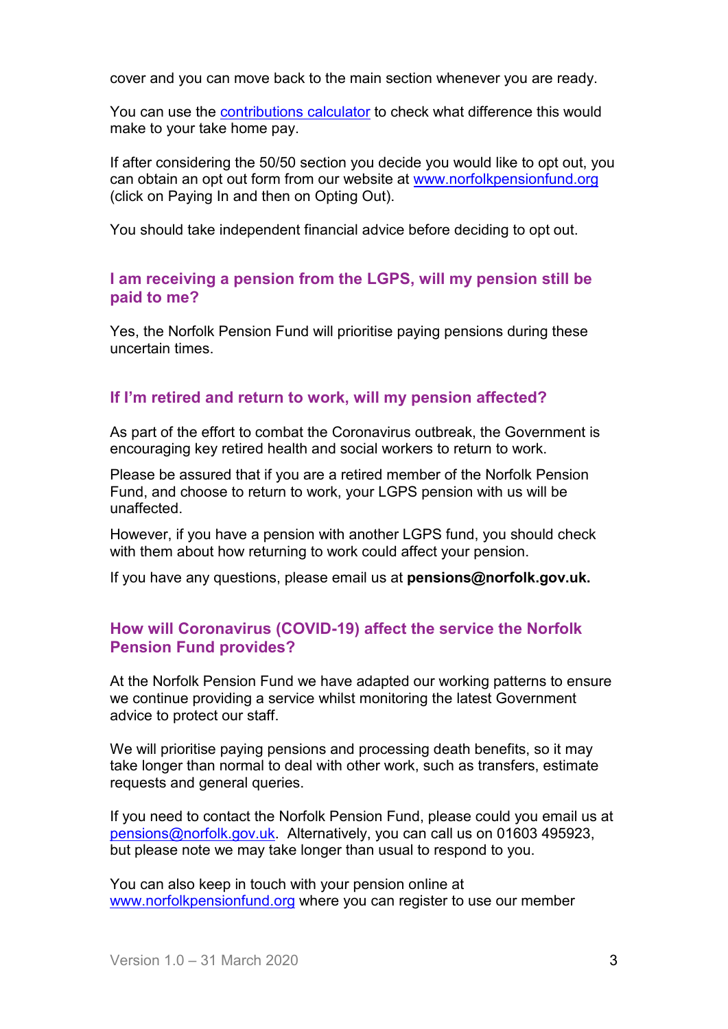cover and you can move back to the main section whenever you are ready.

You can use the [contributions calculator](contributions calculator) to check what difference this would make to your take home pay.

If after considering the 50/50 section you decide you would like to opt out, you can obtain an opt out form from our website at [www.norfolkpensionfund.org](http://www.norfolkpensionfund.org) (click on Paying In and then on Opting Out).

You should take independent financial advice before deciding to opt out.

## I am receiving a pension from the LGPS, will my pension still be paid to me?

Yes, the Norfolk Pension Fund will prioritise paying pensions during these uncertain times.

## If I'm retired and return to work, will my pension affected?

As part of the effort to combat the Coronavirus outbreak, the Government is encouraging key retired health and social workers to return to work.

Please be assured that if you are a retired member of the Norfolk Pension Fund, and choose to return to work, your LGPS pension with us will be unaffected.

However, if you have a pension with another LGPS fund, you should check with them about how returning to work could affect your pension.

If you have any questions, please email us at **pensions@norfolk.gov.uk.**

## How will Coronavirus (COVID-19) affect the service the Norfolk Pension Fund provides?

At the Norfolk Pension Fund we have adapted our working patterns to ensure we continue providing a service whilst monitoring the latest Government advice to protect our staff.

We will prioritise paying pensions and processing death benefits, so it may take longer than normal to deal with other work, such as transfers, estimate requests and general queries.

If you need to contact the Norfolk Pension Fund, please could you email us at [pensions@norfolk.gov.uk](mailto:pensions@norfolk.gov.uk). Alternatively, you can call us on 01603 495923, but please note we may take longer than usual to respond to you.

You can also keep in touch with your pension online at [www.norfolkpensionfund.org](http://www.norfolkpensionfund.org) where you can register to use our member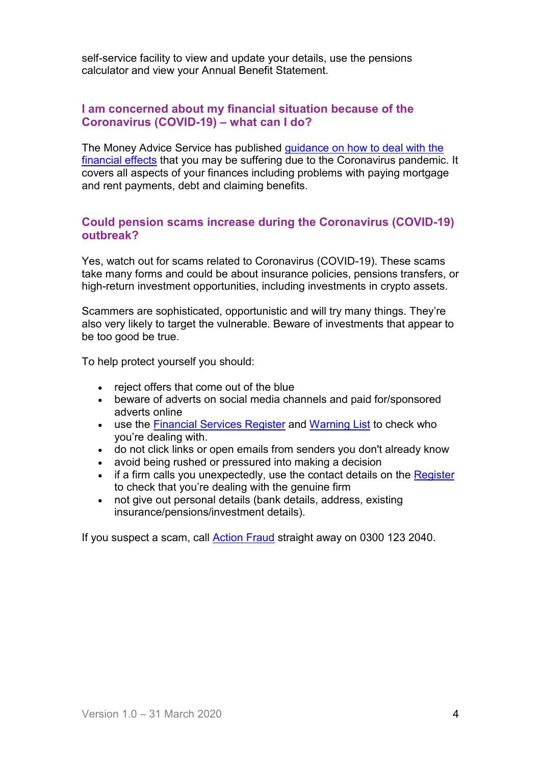self-service facility to view and update your details, use the pensions calculator and view your Annual Benefit Statement.

## I am concerned about my financial situation because of the Coronavirus (COVID-19) – what can I do?

The Money Advice Service has published guidance on how to deal with the financial effects that you may be suffering due to the Coronavirus pandemic. It covers all aspects of your finances including problems with paying mortgage and rent payments, debt and claiming benefits.

## Could pension scams increase during the Coronavirus (COVID-19) outbreak?

Yes, watch out for scams related to Coronavirus (COVID-19). These scams take many forms and could be about insurance policies, pensions transfers, or high-return investment opportunities, including investments in crypto assets.

Scammers are sophisticated, opportunistic and will try many things. They're also very likely to target the vulnerable. Beware of investments that appear to be too good be true.

To help protect yourself you should:

- reject offers that come out of the blue
- beware of adverts on social media channels and paid for/sponsored adverts online
- use the Financial Services Register and Warning List to check who you're dealing with.
- do not click links or open emails from senders you don't already know
- avoid being rushed or pressured into making a decision
- if a firm calls you unexpectedly, use the contact details on the Register to check that you're dealing with the genuine firm
- not give out personal details (bank details, address, existing insurance/pensions/investment details).

If you suspect a scam, call Action Fraud straight away on 0300 123 2040.